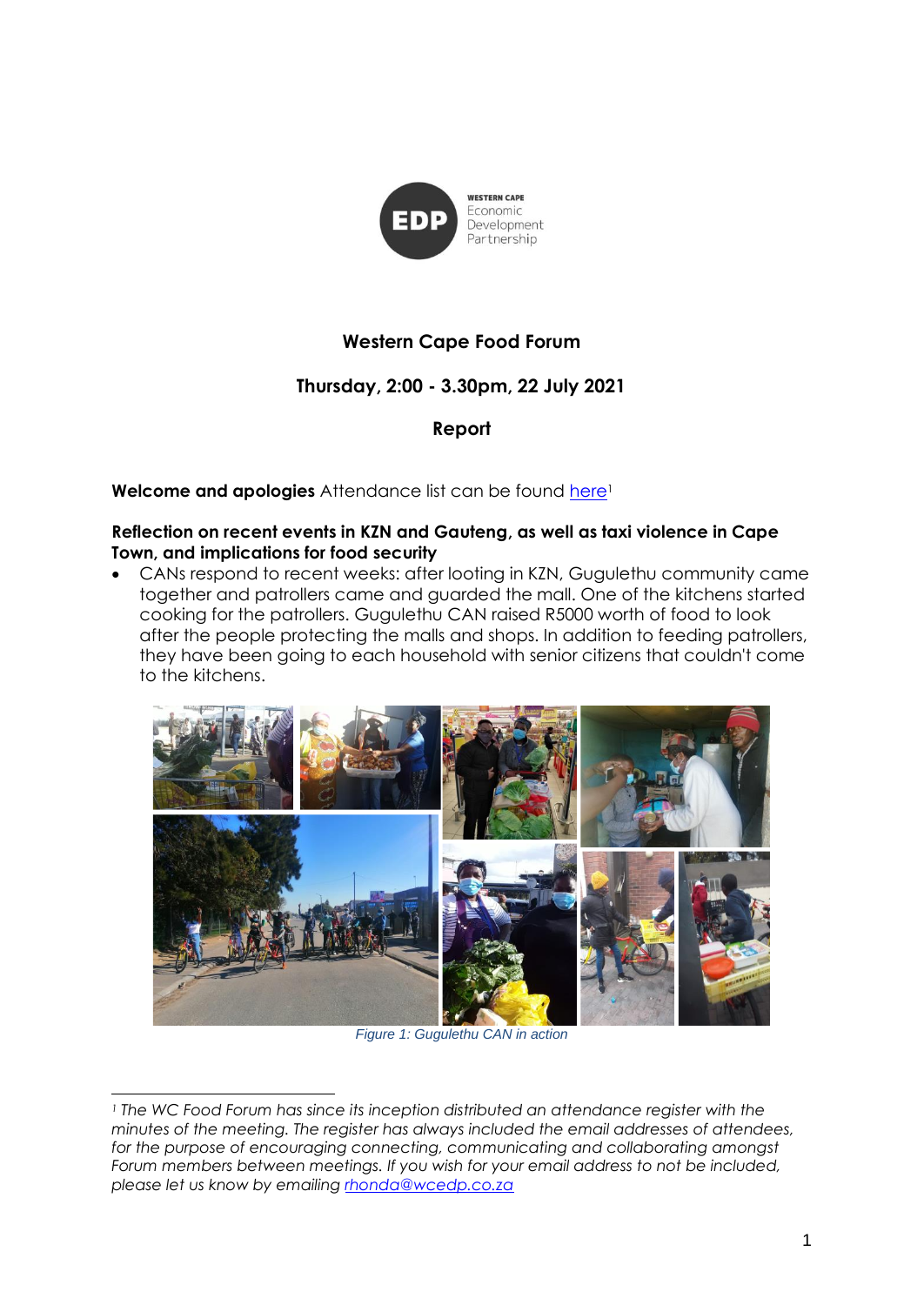# Western Cape Food Forum

## Thursday, 2:00 - 3.30pm, 22 July 2021

## Report

**Welcome and apologies** Attendance list can be found here[1]

**Reflection on recent events in KZN and Gauteng, as well as taxi violence in Cape Town, and implications for food security**

- CANs respond to recent weeks: after looting in KZN, Gugulethu community came together and patrollers came and guarded the mall. One of the kitchens started cooking for the patrollers. Gugulethu CAN raised R5000 worth of food to look after the people protecting the malls and shops. In addition to feeding patrollers, they have been going to each household with senior citizens that couldn't come to the kitchens.

*Figure 1: Gugulethu CAN in action*

---

[1] *The WC Food Forum has since its inception distributed an attendance register with the minutes of the meeting. The register has always included the email addresses of attendees, for the purpose of encouraging connecting, communicating and collaborating amongst Forum members between meetings. If you wish for your email address to not be included, please let us know by emailing rhonda@wcedp.co.za*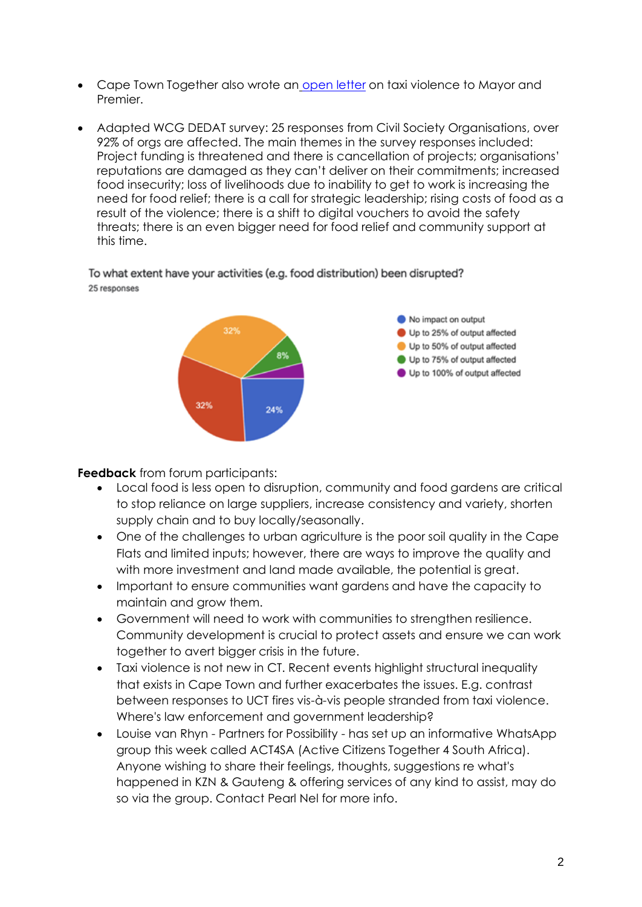- Cape Town Together also wrote an open letter on taxi violence to Mayor and Premier.

- Adapted WCG DEDAT survey: 25 responses from Civil Society Organisations, over 92% of orgs are affected. The main themes in the survey responses included: Project funding is threatened and there is cancellation of projects; organisations' reputations are damaged as they can't deliver on their commitments; increased food insecurity; loss of livelihoods due to inability to get to work is increasing the need for food relief; there is a call for strategic leadership; rising costs of food as a result of the violence; there is a shift to digital vouchers to avoid the safety threats; there is an even bigger need for food relief and community support at this time.

To what extent have your activities (e.g. food distribution) been disrupted?
25 responses

- No impact on output: 24%
- Up to 25% of output affected: 32%
- Up to 50% of output affected: 32%
- Up to 75% of output affected: 8%
- Up to 100% of output affected

**Feedback** from forum participants:

- Local food is less open to disruption, community and food gardens are critical to stop reliance on large suppliers, increase consistency and variety, shorten supply chain and to buy locally/seasonally.
- One of the challenges to urban agriculture is the poor soil quality in the Cape Flats and limited inputs; however, there are ways to improve the quality and with more investment and land made available, the potential is great.
- Important to ensure communities want gardens and have the capacity to maintain and grow them.
- Government will need to work with communities to strengthen resilience. Community development is crucial to protect assets and ensure we can work together to avert bigger crisis in the future.
- Taxi violence is not new in CT. Recent events highlight structural inequality that exists in Cape Town and further exacerbates the issues. E.g. contrast between responses to UCT fires vis-à-vis people stranded from taxi violence. Where's law enforcement and government leadership?
- Louise van Rhyn - Partners for Possibility - has set up an informative WhatsApp group this week called ACT4SA (Active Citizens Together 4 South Africa). Anyone wishing to share their feelings, thoughts, suggestions re what's happened in KZN & Gauteng & offering services of any kind to assist, may do so via the group. Contact Pearl Nel for more info.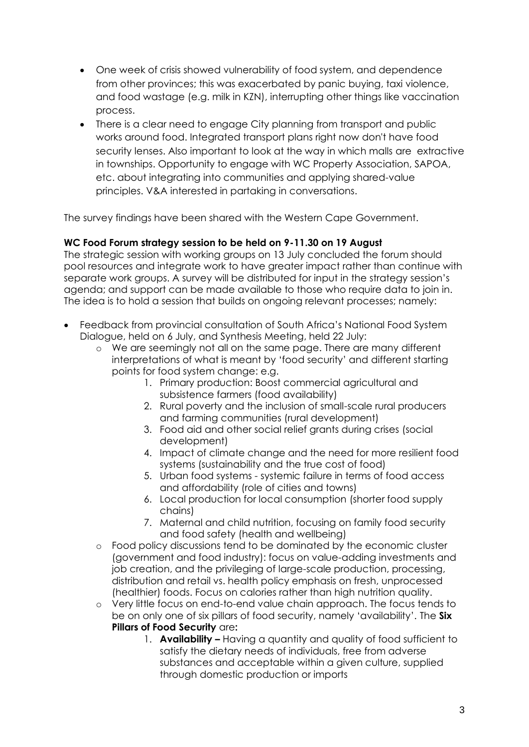- One week of crisis showed vulnerability of food system, and dependence from other provinces; this was exacerbated by panic buying, taxi violence, and food wastage (e.g. milk in KZN), interrupting other things like vaccination process.
- There is a clear need to engage City planning from transport and public works around food. Integrated transport plans right now don't have food security lenses. Also important to look at the way in which malls are extractive in townships. Opportunity to engage with WC Property Association, SAPOA, etc. about integrating into communities and applying shared-value principles. V&A interested in partaking in conversations.

The survey findings have been shared with the Western Cape Government.

**WC Food Forum strategy session to be held on 9-11.30 on 19 August**

The strategic session with working groups on 13 July concluded the forum should pool resources and integrate work to have greater impact rather than continue with separate work groups. A survey will be distributed for input in the strategy session's agenda; and support can be made available to those who require data to join in. The idea is to hold a session that builds on ongoing relevant processes; namely:

- Feedback from provincial consultation of South Africa's National Food System Dialogue, held on 6 July, and Synthesis Meeting, held 22 July:
  - We are seemingly not all on the same page. There are many different interpretations of what is meant by 'food security' and different starting points for food system change: e.g.
    1. Primary production: Boost commercial agricultural and subsistence farmers (food availability)
    2. Rural poverty and the inclusion of small-scale rural producers and farming communities (rural development)
    3. Food aid and other social relief grants during crises (social development)
    4. Impact of climate change and the need for more resilient food systems (sustainability and the true cost of food)
    5. Urban food systems - systemic failure in terms of food access and affordability (role of cities and towns)
    6. Local production for local consumption (shorter food supply chains)
    7. Maternal and child nutrition, focusing on family food security and food safety (health and wellbeing)
  - Food policy discussions tend to be dominated by the economic cluster (government and food industry): focus on value-adding investments and job creation, and the privileging of large-scale production, processing, distribution and retail vs. health policy emphasis on fresh, unprocessed (healthier) foods. Focus on calories rather than high nutrition quality.
  - Very little focus on end-to-end value chain approach. The focus tends to be on only one of six pillars of food security, namely 'availability'. The **Six Pillars of Food Security** are**:**
    1. **Availability –** Having a quantity and quality of food sufficient to satisfy the dietary needs of individuals, free from adverse substances and acceptable within a given culture, supplied through domestic production or imports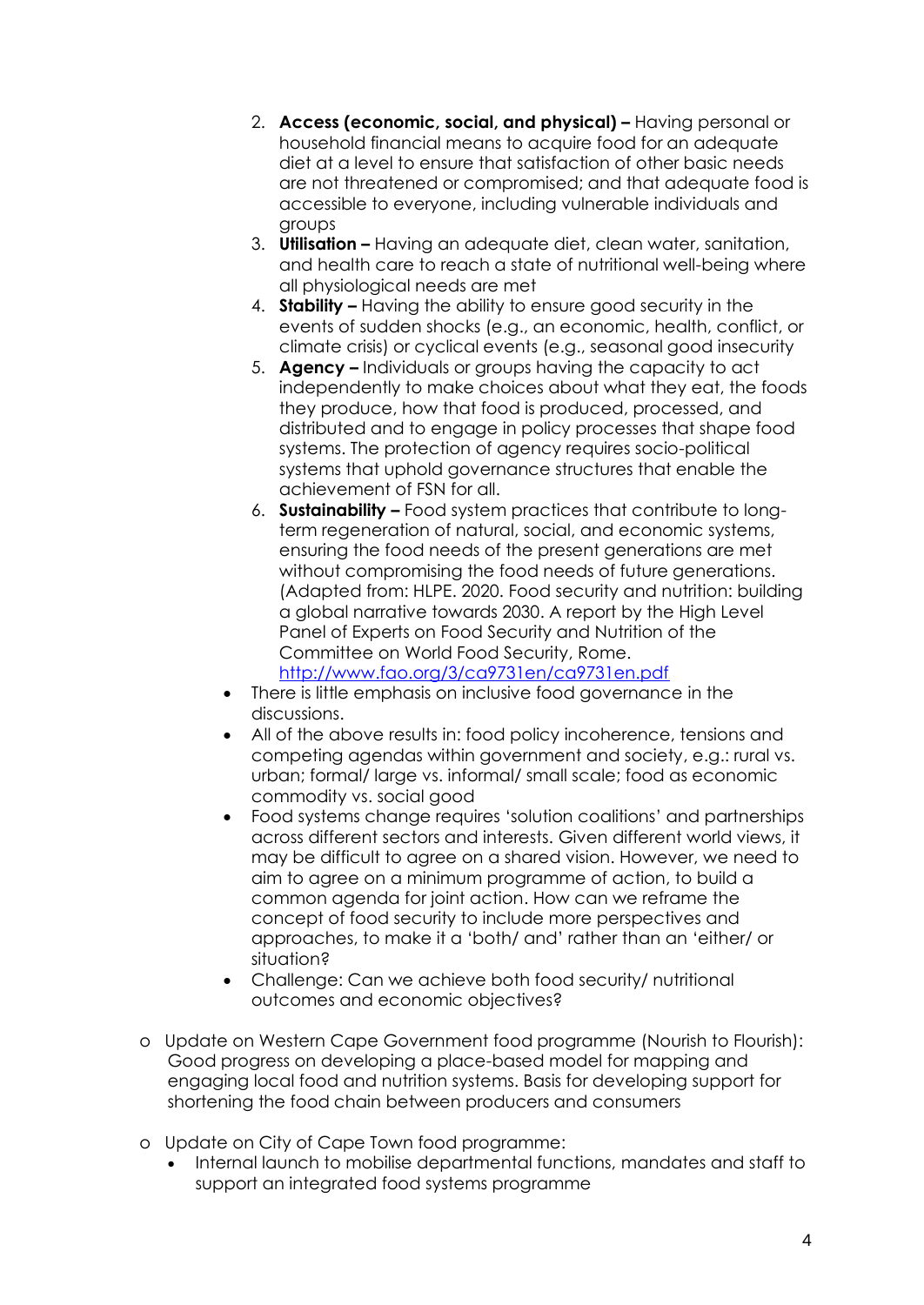2. **Access (economic, social, and physical) –** Having personal or household financial means to acquire food for an adequate diet at a level to ensure that satisfaction of other basic needs are not threatened or compromised; and that adequate food is accessible to everyone, including vulnerable individuals and groups
3. **Utilisation –** Having an adequate diet, clean water, sanitation, and health care to reach a state of nutritional well-being where all physiological needs are met
4. **Stability –** Having the ability to ensure good security in the events of sudden shocks (e.g., an economic, health, conflict, or climate crisis) or cyclical events (e.g., seasonal good insecurity
5. **Agency –** Individuals or groups having the capacity to act independently to make choices about what they eat, the foods they produce, how that food is produced, processed, and distributed and to engage in policy processes that shape food systems. The protection of agency requires socio-political systems that uphold governance structures that enable the achievement of FSN for all.
6. **Sustainability –** Food system practices that contribute to long-term regeneration of natural, social, and economic systems, ensuring the food needs of the present generations are met without compromising the food needs of future generations. (Adapted from: HLPE. 2020. Food security and nutrition: building a global narrative towards 2030. A report by the High Level Panel of Experts on Food Security and Nutrition of the Committee on World Food Security, Rome. http://www.fao.org/3/ca9731en/ca9731en.pdf

- There is little emphasis on inclusive food governance in the discussions.
- All of the above results in: food policy incoherence, tensions and competing agendas within government and society, e.g.: rural vs. urban; formal/ large vs. informal/ small scale; food as economic commodity vs. social good
- Food systems change requires 'solution coalitions' and partnerships across different sectors and interests. Given different world views, it may be difficult to agree on a shared vision. However, we need to aim to agree on a minimum programme of action, to build a common agenda for joint action. How can we reframe the concept of food security to include more perspectives and approaches, to make it a 'both/ and' rather than an 'either/ or situation?
- Challenge: Can we achieve both food security/ nutritional outcomes and economic objectives?

o Update on Western Cape Government food programme (Nourish to Flourish): Good progress on developing a place-based model for mapping and engaging local food and nutrition systems. Basis for developing support for shortening the food chain between producers and consumers

o Update on City of Cape Town food programme:
  - Internal launch to mobilise departmental functions, mandates and staff to support an integrated food systems programme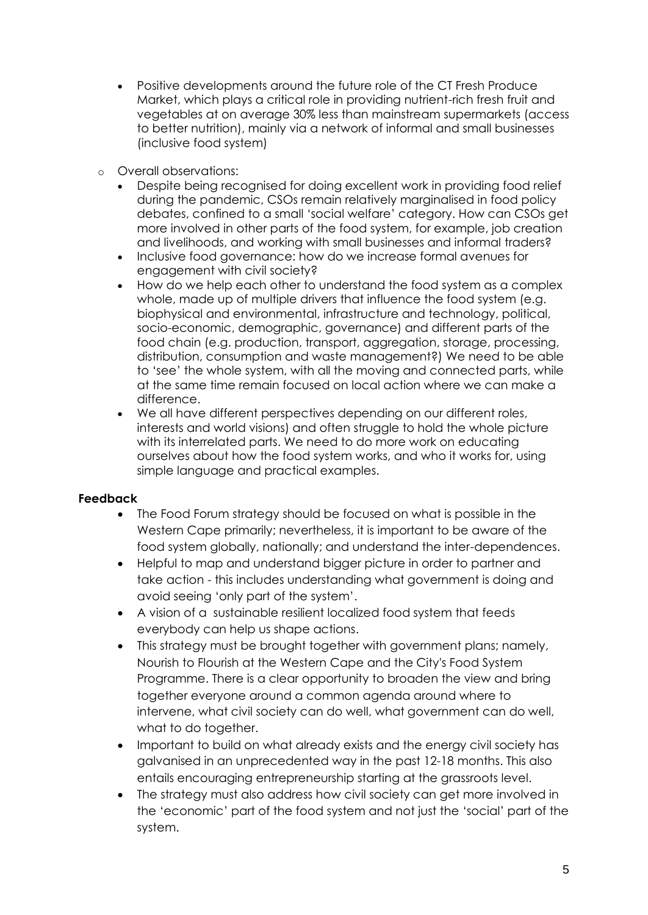- Positive developments around the future role of the CT Fresh Produce Market, which plays a critical role in providing nutrient-rich fresh fruit and vegetables at on average 30% less than mainstream supermarkets (access to better nutrition), mainly via a network of informal and small businesses (inclusive food system)

- Overall observations:
  - Despite being recognised for doing excellent work in providing food relief during the pandemic, CSOs remain relatively marginalised in food policy debates, confined to a small 'social welfare' category. How can CSOs get more involved in other parts of the food system, for example, job creation and livelihoods, and working with small businesses and informal traders?
  - Inclusive food governance: how do we increase formal avenues for engagement with civil society?
  - How do we help each other to understand the food system as a complex whole, made up of multiple drivers that influence the food system (e.g. biophysical and environmental, infrastructure and technology, political, socio-economic, demographic, governance) and different parts of the food chain (e.g. production, transport, aggregation, storage, processing, distribution, consumption and waste management?) We need to be able to 'see' the whole system, with all the moving and connected parts, while at the same time remain focused on local action where we can make a difference.
  - We all have different perspectives depending on our different roles, interests and world visions) and often struggle to hold the whole picture with its interrelated parts. We need to do more work on educating ourselves about how the food system works, and who it works for, using simple language and practical examples.

**Feedback**

- The Food Forum strategy should be focused on what is possible in the Western Cape primarily; nevertheless, it is important to be aware of the food system globally, nationally; and understand the inter-dependences.
- Helpful to map and understand bigger picture in order to partner and take action - this includes understanding what government is doing and avoid seeing 'only part of the system'.
- A vision of a sustainable resilient localized food system that feeds everybody can help us shape actions.
- This strategy must be brought together with government plans; namely, Nourish to Flourish at the Western Cape and the City's Food System Programme. There is a clear opportunity to broaden the view and bring together everyone around a common agenda around where to intervene, what civil society can do well, what government can do well, what to do together.
- Important to build on what already exists and the energy civil society has galvanised in an unprecedented way in the past 12-18 months. This also entails encouraging entrepreneurship starting at the grassroots level.
- The strategy must also address how civil society can get more involved in the 'economic' part of the food system and not just the 'social' part of the system.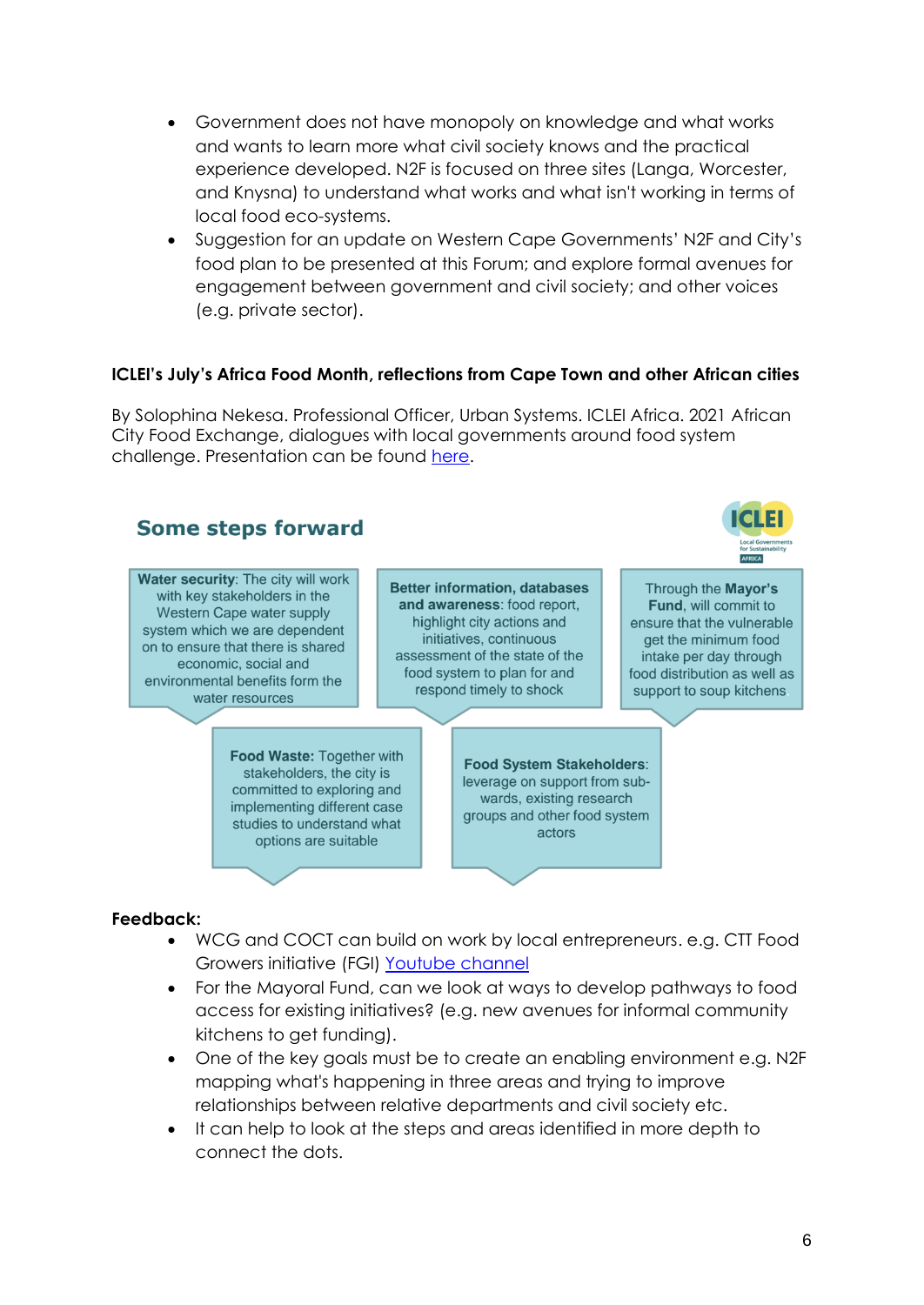- Government does not have monopoly on knowledge and what works and wants to learn more what civil society knows and the practical experience developed. N2F is focused on three sites (Langa, Worcester, and Knysna) to understand what works and what isn't working in terms of local food eco-systems.
- Suggestion for an update on Western Cape Governments' N2F and City's food plan to be presented at this Forum; and explore formal avenues for engagement between government and civil society; and other voices (e.g. private sector).

**ICLEI's July's Africa Food Month, reflections from Cape Town and other African cities**

By Solophina Nekesa. Professional Officer, Urban Systems. ICLEI Africa. 2021 African City Food Exchange, dialogues with local governments around food system challenge. Presentation can be found here.

## Some steps forward

ICLEI Local Governments for Sustainability AFRICA

**Water security**: The city will work with key stakeholders in the Western Cape water supply system which we are dependent on to ensure that there is shared economic, social and environmental benefits form the water resources

**Better information, databases and awareness**: food report, highlight city actions and initiatives, continuous assessment of the state of the food system to plan for and respond timely to shock

Through the **Mayor's Fund**, will commit to ensure that the vulnerable get the minimum food intake per day through food distribution as well as support to soup kitchens

**Food Waste:** Together with stakeholders, the city is committed to exploring and implementing different case studies to understand what options are suitable

**Food System Stakeholders**: leverage on support from sub-wards, existing research groups and other food system actors

**Feedback:**

- WCG and COCT can build on work by local entrepreneurs. e.g. CTT Food Growers initiative (FGI) Youtube channel
- For the Mayoral Fund, can we look at ways to develop pathways to food access for existing initiatives? (e.g. new avenues for informal community kitchens to get funding).
- One of the key goals must be to create an enabling environment e.g. N2F mapping what's happening in three areas and trying to improve relationships between relative departments and civil society etc.
- It can help to look at the steps and areas identified in more depth to connect the dots.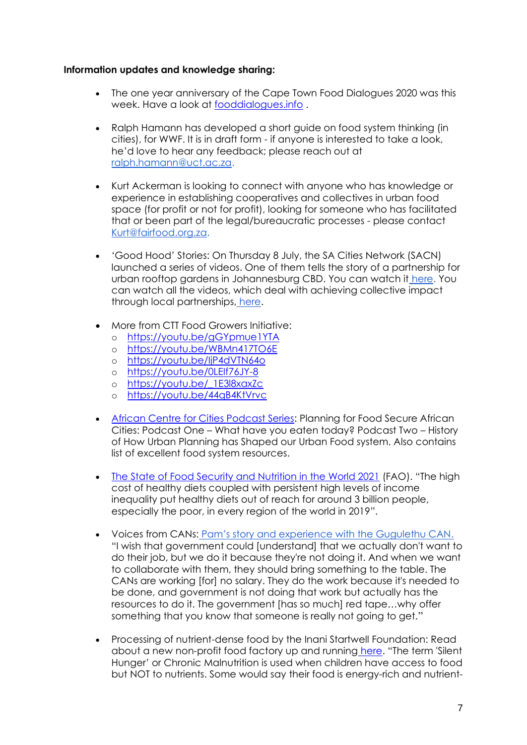**Information updates and knowledge sharing:**

- The one year anniversary of the Cape Town Food Dialogues 2020 was this week. Have a look at fooddialogues.info .

- Ralph Hamann has developed a short guide on food system thinking (in cities), for WWF. It is in draft form - if anyone is interested to take a look, he'd love to hear any feedback; please reach out at ralph.hamann@uct.ac.za.

- Kurt Ackerman is looking to connect with anyone who has knowledge or experience in establishing cooperatives and collectives in urban food space (for profit or not for profit), looking for someone who has facilitated that or been part of the legal/bureaucratic processes - please contact Kurt@fairfood.org.za.

- 'Good Hood' Stories: On Thursday 8 July, the SA Cities Network (SACN) launched a series of videos. One of them tells the story of a partnership for urban rooftop gardens in Johannesburg CBD. You can watch it here. You can watch all the videos, which deal with achieving collective impact through local partnerships, here.

- More from CTT Food Growers Initiative:
  - https://youtu.be/gGYpmue1YTA
  - https://youtu.be/WBMn417TO6E
  - https://youtu.be/IjP4dVTN64o
  - https://youtu.be/0LElf76JY-8
  - https://youtu.be/_1E3l8xaxZc
  - https://youtu.be/44qB4KtVrvc

- African Centre for Cities Podcast Series: Planning for Food Secure African Cities: Podcast One – What have you eaten today? Podcast Two – History of How Urban Planning has Shaped our Urban Food system. Also contains list of excellent food system resources.

- The State of Food Security and Nutrition in the World 2021 (FAO). "The high cost of healthy diets coupled with persistent high levels of income inequality put healthy diets out of reach for around 3 billion people, especially the poor, in every region of the world in 2019".

- Voices from CANs: Pam's story and experience with the Gugulethu CAN. "I wish that government could [understand] that we actually don't want to do their job, but we do it because they're not doing it. And when we want to collaborate with them, they should bring something to the table. The CANs are working [for] no salary. They do the work because it's needed to be done, and government is not doing that work but actually has the resources to do it. The government [has so much] red tape…why offer something that you know that someone is really not going to get."

- Processing of nutrient-dense food by the Inani Startwell Foundation: Read about a new non-profit food factory up and running here. "The term 'Silent Hunger' or Chronic Malnutrition is used when children have access to food but NOT to nutrients. Some would say their food is energy-rich and nutrient-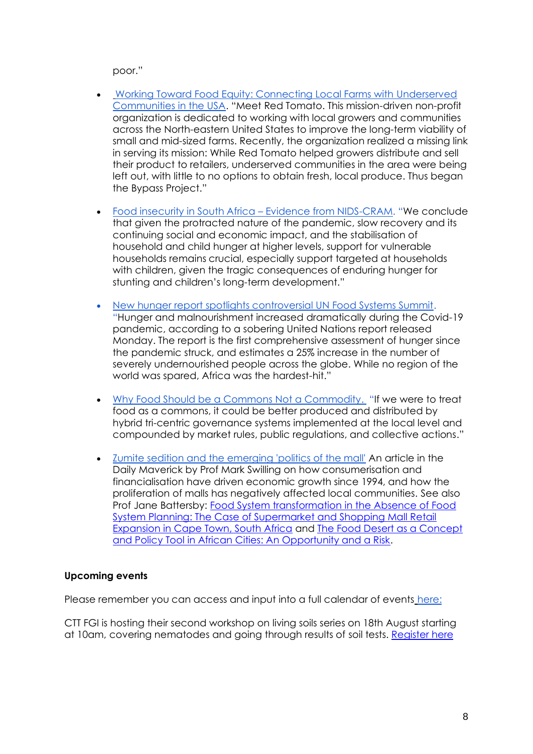poor."

- Working Toward Food Equity: Connecting Local Farms with Underserved Communities in the USA. "Meet Red Tomato. This mission-driven non-profit organization is dedicated to working with local growers and communities across the North-eastern United States to improve the long-term viability of small and mid-sized farms. Recently, the organization realized a missing link in serving its mission: While Red Tomato helped growers distribute and sell their product to retailers, underserved communities in the area were being left out, with little to no options to obtain fresh, local produce. Thus began the Bypass Project."

- Food insecurity in South Africa – Evidence from NIDS-CRAM. "We conclude that given the protracted nature of the pandemic, slow recovery and its continuing social and economic impact, and the stabilisation of household and child hunger at higher levels, support for vulnerable households remains crucial, especially support targeted at households with children, given the tragic consequences of enduring hunger for stunting and children's long-term development."

- New hunger report spotlights controversial UN Food Systems Summit. "Hunger and malnourishment increased dramatically during the Covid-19 pandemic, according to a sobering United Nations report released Monday. The report is the first comprehensive assessment of hunger since the pandemic struck, and estimates a 25% increase in the number of severely undernourished people across the globe. While no region of the world was spared, Africa was the hardest-hit."

- Why Food Should be a Commons Not a Commodity. "If we were to treat food as a commons, it could be better produced and distributed by hybrid tri-centric governance systems implemented at the local level and compounded by market rules, public regulations, and collective actions."

- Zumite sedition and the emerging 'politics of the mall' An article in the Daily Maverick by Prof Mark Swilling on how consumerisation and financialisation have driven economic growth since 1994, and how the proliferation of malls has negatively affected local communities. See also Prof Jane Battersby: Food System transformation in the Absence of Food System Planning: The Case of Supermarket and Shopping Mall Retail Expansion in Cape Town, South Africa and The Food Desert as a Concept and Policy Tool in African Cities: An Opportunity and a Risk.

**Upcoming events**

Please remember you can access and input into a full calendar of events here:

CTT FGI is hosting their second workshop on living soils series on 18th August starting at 10am, covering nematodes and going through results of soil tests. Register here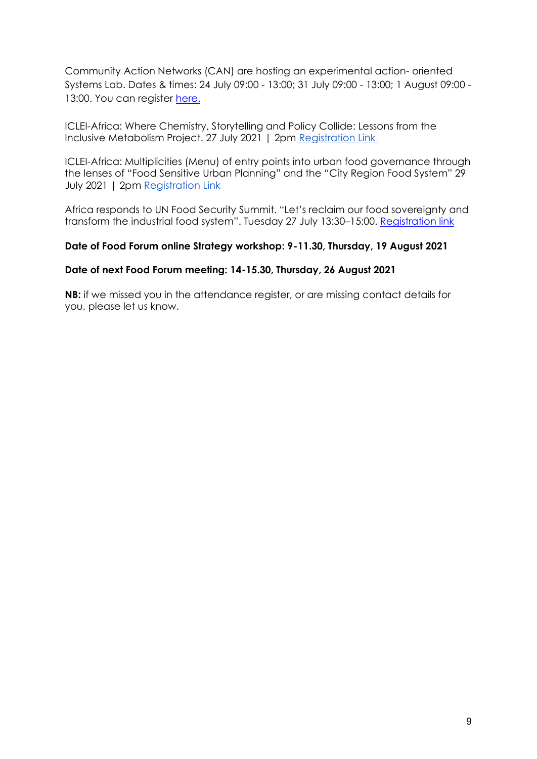Community Action Networks (CAN) are hosting an experimental action- oriented Systems Lab. Dates & times: 24 July 09:00 - 13:00; 31 July 09:00 - 13:00; 1 August 09:00 - 13:00. You can register here.

ICLEI-Africa: Where Chemistry, Storytelling and Policy Collide: Lessons from the Inclusive Metabolism Project. 27 July 2021 | 2pm Registration Link

ICLEI-Africa: Multiplicities (Menu) of entry points into urban food governance through the lenses of "Food Sensitive Urban Planning" and the "City Region Food System" 29 July 2021 | 2pm Registration Link

Africa responds to UN Food Security Summit. "Let's reclaim our food sovereignty and transform the industrial food system". Tuesday 27 July 13:30–15:00. Registration link

**Date of Food Forum online Strategy workshop: 9-11.30, Thursday, 19 August 2021**

**Date of next Food Forum meeting: 14-15.30, Thursday, 26 August 2021**

**NB:** if we missed you in the attendance register, or are missing contact details for you, please let us know.